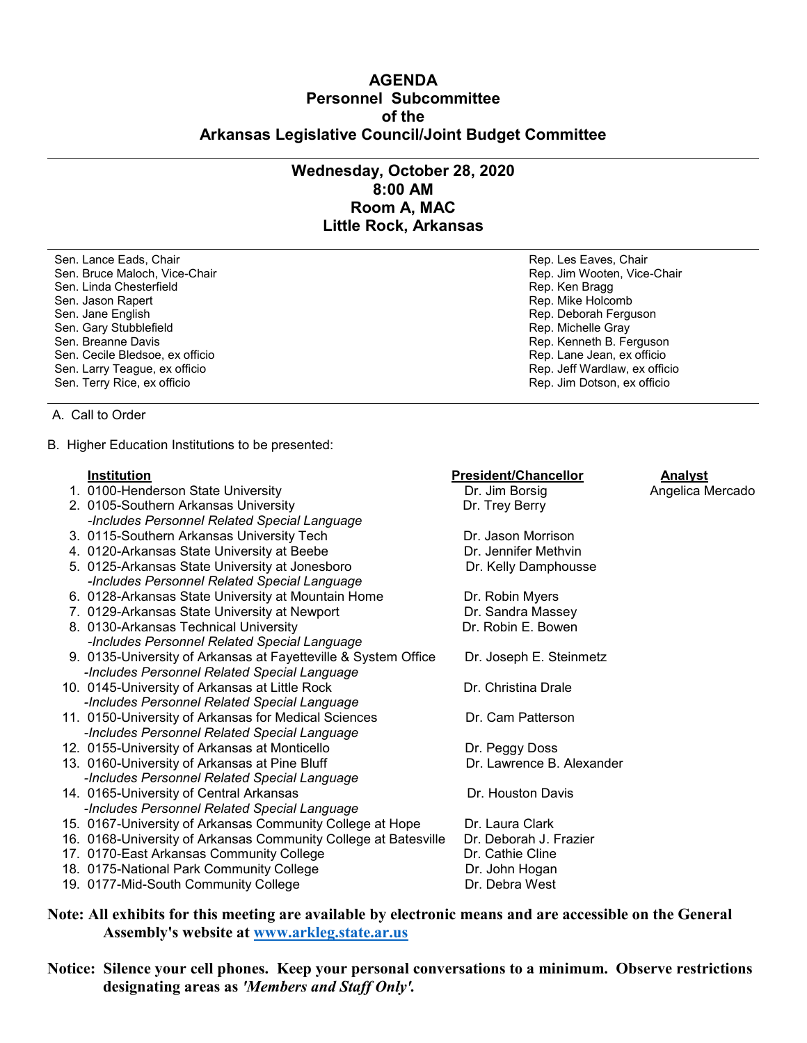# AGENDA
# Personnel Subcommittee
# of the
# Arkansas Legislative Council/Joint Budget Committee

---

## Wednesday, October 28, 2020
## 8:00 AM
## Room A, MAC
## Little Rock, Arkansas

---

| | |
|---|---|
| Sen. Lance Eads, Chair | Rep. Les Eaves, Chair |
| Sen. Bruce Maloch, Vice-Chair | Rep. Jim Wooten, Vice-Chair |
| Sen. Linda Chesterfield | Rep. Ken Bragg |
| Sen. Jason Rapert | Rep. Mike Holcomb |
| Sen. Jane English | Rep. Deborah Ferguson |
| Sen. Gary Stubblefield | Rep. Michelle Gray |
| Sen. Breanne Davis | Rep. Kenneth B. Ferguson |
| Sen. Cecile Bledsoe, ex officio | Rep. Lane Jean, ex officio |
| Sen. Larry Teague, ex officio | Rep. Jeff Wardlaw, ex officio |
| Sen. Terry Rice, ex officio | Rep. Jim Dotson, ex officio |

---

A. Call to Order

B. Higher Education Institutions to be presented:

| Institution | President/Chancellor | Analyst |
|---|---|---|
| 1. 0100-Henderson State University | Dr. Jim Borsig | Angelica Mercado |
| 2. 0105-Southern Arkansas University<br>*-Includes Personnel Related Special Language* | Dr. Trey Berry | |
| 3. 0115-Southern Arkansas University Tech | Dr. Jason Morrison | |
| 4. 0120-Arkansas State University at Beebe | Dr. Jennifer Methvin | |
| 5. 0125-Arkansas State University at Jonesboro<br>*-Includes Personnel Related Special Language* | Dr. Kelly Damphousse | |
| 6. 0128-Arkansas State University at Mountain Home | Dr. Robin Myers | |
| 7. 0129-Arkansas State University at Newport | Dr. Sandra Massey | |
| 8. 0130-Arkansas Technical University<br>*-Includes Personnel Related Special Language* | Dr. Robin E. Bowen | |
| 9. 0135-University of Arkansas at Fayetteville & System Office<br>*-Includes Personnel Related Special Language* | Dr. Joseph E. Steinmetz | |
| 10. 0145-University of Arkansas at Little Rock<br>*-Includes Personnel Related Special Language* | Dr. Christina Drale | |
| 11. 0150-University of Arkansas for Medical Sciences<br>*-Includes Personnel Related Special Language* | Dr. Cam Patterson | |
| 12. 0155-University of Arkansas at Monticello | Dr. Peggy Doss | |
| 13. 0160-University of Arkansas at Pine Bluff<br>*-Includes Personnel Related Special Language* | Dr. Lawrence B. Alexander | |
| 14. 0165-University of Central Arkansas<br>*-Includes Personnel Related Special Language* | Dr. Houston Davis | |
| 15. 0167-University of Arkansas Community College at Hope | Dr. Laura Clark | |
| 16. 0168-University of Arkansas Community College at Batesville | Dr. Deborah J. Frazier | |
| 17. 0170-East Arkansas Community College | Dr. Cathie Cline | |
| 18. 0175-National Park Community College | Dr. John Hogan | |
| 19. 0177-Mid-South Community College | Dr. Debra West | |

**Note: All exhibits for this meeting are available by electronic means and are accessible on the General Assembly's website at [www.arkleg.state.ar.us](http://www.arkleg.state.ar.us)**

**Notice: Silence your cell phones. Keep your personal conversations to a minimum. Observe restrictions designating areas as *'Members and Staff Only'*.**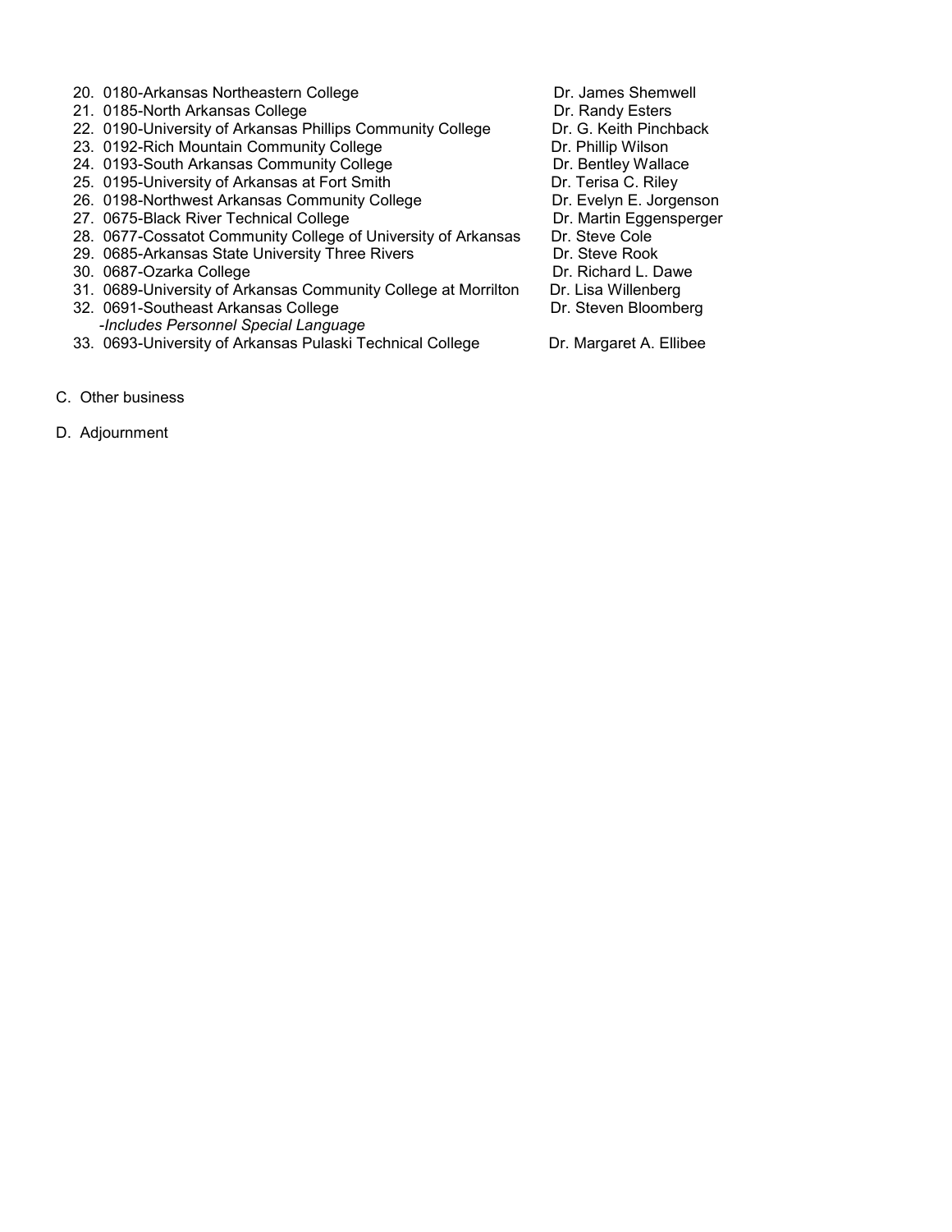20. 0180-Arkansas Northeastern College — Dr. James Shemwell
21. 0185-North Arkansas College — Dr. Randy Esters
22. 0190-University of Arkansas Phillips Community College — Dr. G. Keith Pinchback
23. 0192-Rich Mountain Community College — Dr. Phillip Wilson
24. 0193-South Arkansas Community College — Dr. Bentley Wallace
25. 0195-University of Arkansas at Fort Smith — Dr. Terisa C. Riley
26. 0198-Northwest Arkansas Community College — Dr. Evelyn E. Jorgenson
27. 0675-Black River Technical College — Dr. Martin Eggensperger
28. 0677-Cossatot Community College of University of Arkansas — Dr. Steve Cole
29. 0685-Arkansas State University Three Rivers — Dr. Steve Rook
30. 0687-Ozarka College — Dr. Richard L. Dawe
31. 0689-University of Arkansas Community College at Morrilton — Dr. Lisa Willenberg
32. 0691-Southeast Arkansas College — Dr. Steven Bloomberg
    *-Includes Personnel Special Language*
33. 0693-University of Arkansas Pulaski Technical College — Dr. Margaret A. Ellibee

C. Other business

D. Adjournment